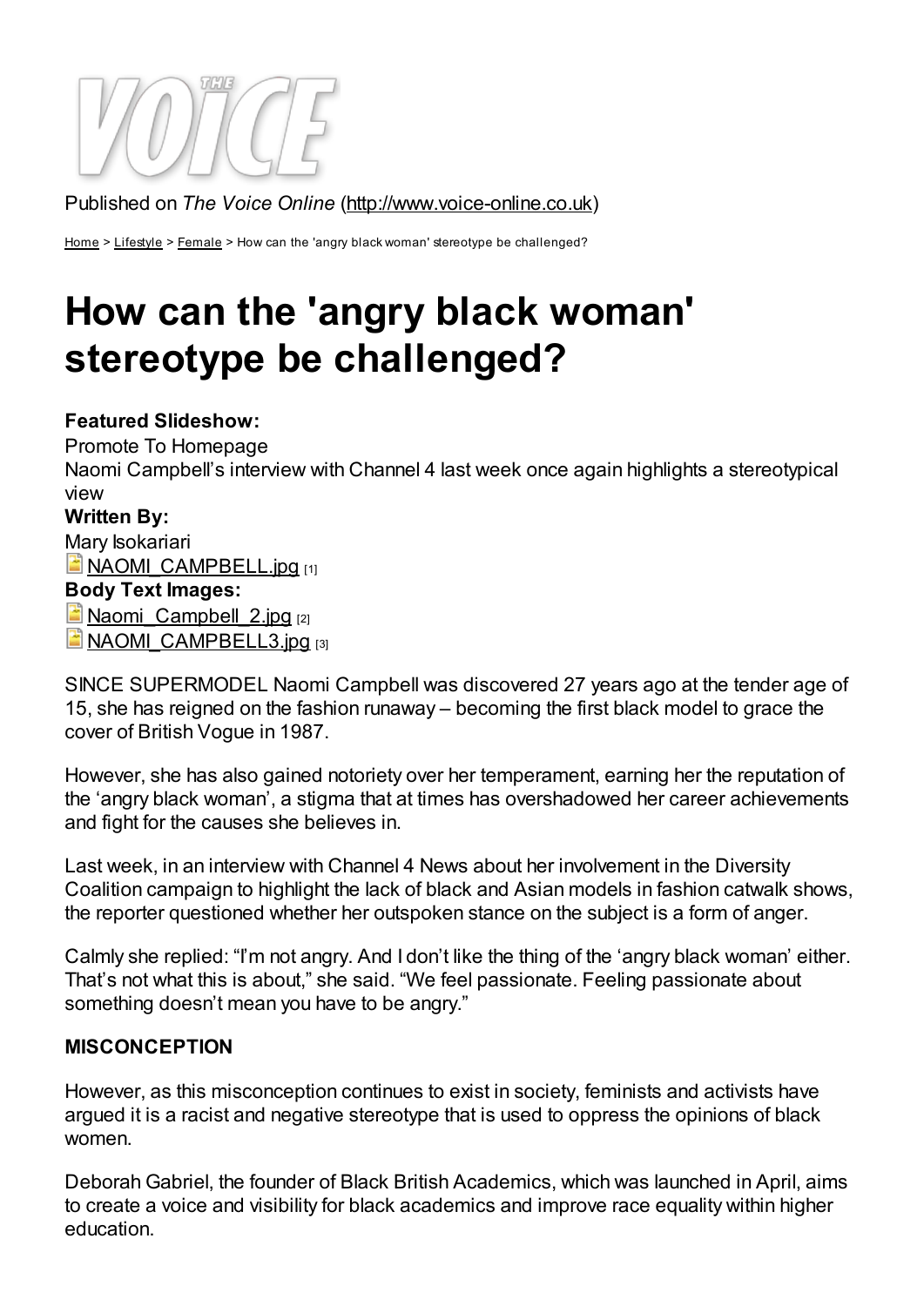Published on *The Voice Online* (http://www.voice-online.co.uk)

Home > Lifestyle > Female > How can the 'angry black woman' stereotype be challenged?

# How can the 'angry black woman' stereotype be challenged?

**Featured Slideshow:**
Promote To Homepage
Naomi Campbell's interview with Channel 4 last week once again highlights a stereotypical view
**Written By:**
Mary Isokariari
NAOMI_CAMPBELL.jpg [1]
**Body Text Images:**
Naomi_Campbell_2.jpg [2]
NAOMI_CAMPBELL3.jpg [3]

SINCE SUPERMODEL Naomi Campbell was discovered 27 years ago at the tender age of 15, she has reigned on the fashion runaway – becoming the first black model to grace the cover of British Vogue in 1987.

However, she has also gained notoriety over her temperament, earning her the reputation of the 'angry black woman', a stigma that at times has overshadowed her career achievements and fight for the causes she believes in.

Last week, in an interview with Channel 4 News about her involvement in the Diversity Coalition campaign to highlight the lack of black and Asian models in fashion catwalk shows, the reporter questioned whether her outspoken stance on the subject is a form of anger.

Calmly she replied: "I'm not angry. And I don't like the thing of the 'angry black woman' either. That's not what this is about," she said. "We feel passionate. Feeling passionate about something doesn't mean you have to be angry."

**MISCONCEPTION**

However, as this misconception continues to exist in society, feminists and activists have argued it is a racist and negative stereotype that is used to oppress the opinions of black women.

Deborah Gabriel, the founder of Black British Academics, which was launched in April, aims to create a voice and visibility for black academics and improve race equality within higher education.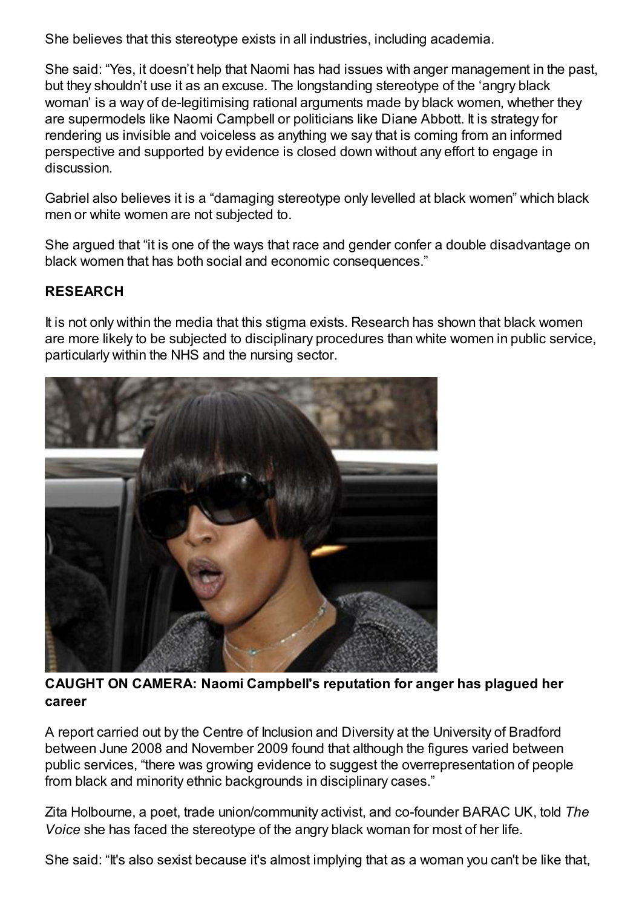She believes that this stereotype exists in all industries, including academia.

She said: "Yes, it doesn't help that Naomi has had issues with anger management in the past, but they shouldn't use it as an excuse. The longstanding stereotype of the 'angry black woman' is a way of de-legitimising rational arguments made by black women, whether they are supermodels like Naomi Campbell or politicians like Diane Abbott. It is strategy for rendering us invisible and voiceless as anything we say that is coming from an informed perspective and supported by evidence is closed down without any effort to engage in discussion.

Gabriel also believes it is a "damaging stereotype only levelled at black women" which black men or white women are not subjected to.

She argued that "it is one of the ways that race and gender confer a double disadvantage on black women that has both social and economic consequences."

**RESEARCH**

It is not only within the media that this stigma exists. Research has shown that black women are more likely to be subjected to disciplinary procedures than white women in public service, particularly within the NHS and the nursing sector.

**CAUGHT ON CAMERA: Naomi Campbell's reputation for anger has plagued her career**

A report carried out by the Centre of Inclusion and Diversity at the University of Bradford between June 2008 and November 2009 found that although the figures varied between public services, "there was growing evidence to suggest the overrepresentation of people from black and minority ethnic backgrounds in disciplinary cases."

Zita Holbourne, a poet, trade union/community activist, and co-founder BARAC UK, told *The Voice* she has faced the stereotype of the angry black woman for most of her life.

She said: "It's also sexist because it's almost implying that as a woman you can't be like that,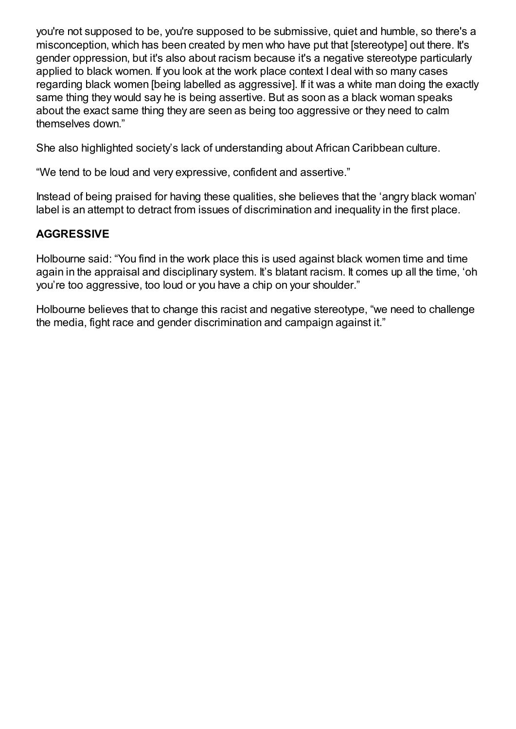you're not supposed to be, you're supposed to be submissive, quiet and humble, so there's a misconception, which has been created by men who have put that [stereotype] out there. It's gender oppression, but it's also about racism because it's a negative stereotype particularly applied to black women. If you look at the work place context I deal with so many cases regarding black women [being labelled as aggressive]. If it was a white man doing the exactly same thing they would say he is being assertive. But as soon as a black woman speaks about the exact same thing they are seen as being too aggressive or they need to calm themselves down."

She also highlighted society's lack of understanding about African Caribbean culture.

"We tend to be loud and very expressive, confident and assertive."

Instead of being praised for having these qualities, she believes that the 'angry black woman' label is an attempt to detract from issues of discrimination and inequality in the first place.

### AGGRESSIVE

Holbourne said: "You find in the work place this is used against black women time and time again in the appraisal and disciplinary system. It's blatant racism. It comes up all the time, 'oh you're too aggressive, too loud or you have a chip on your shoulder."

Holbourne believes that to change this racist and negative stereotype, "we need to challenge the media, fight race and gender discrimination and campaign against it."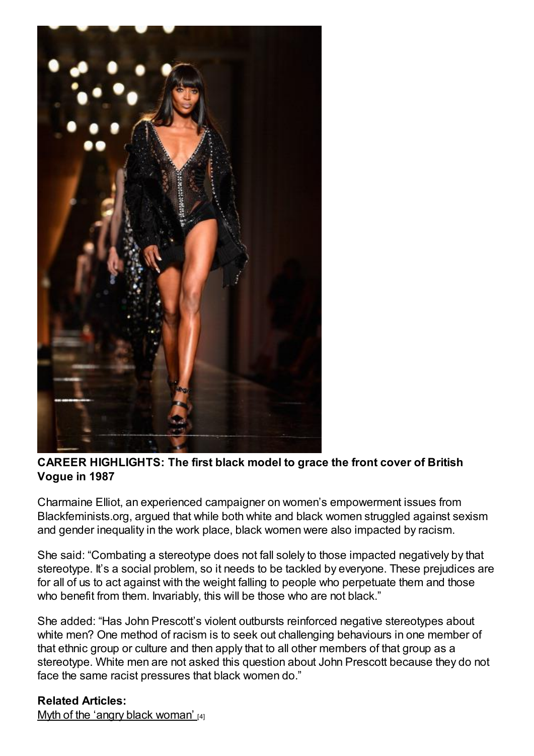**CAREER HIGHLIGHTS: The first black model to grace the front cover of British Vogue in 1987**

Charmaine Elliot, an experienced campaigner on women's empowerment issues from Blackfeminists.org, argued that while both white and black women struggled against sexism and gender inequality in the work place, black women were also impacted by racism.

She said: "Combating a stereotype does not fall solely to those impacted negatively by that stereotype. It's a social problem, so it needs to be tackled by everyone. These prejudices are for all of us to act against with the weight falling to people who perpetuate them and those who benefit from them. Invariably, this will be those who are not black."

She added: "Has John Prescott's violent outbursts reinforced negative stereotypes about white men? One method of racism is to seek out challenging behaviours in one member of that ethnic group or culture and then apply that to all other members of that group as a stereotype. White men are not asked this question about John Prescott because they do not face the same racist pressures that black women do."

**Related Articles:**

Myth of the 'angry black woman' [4]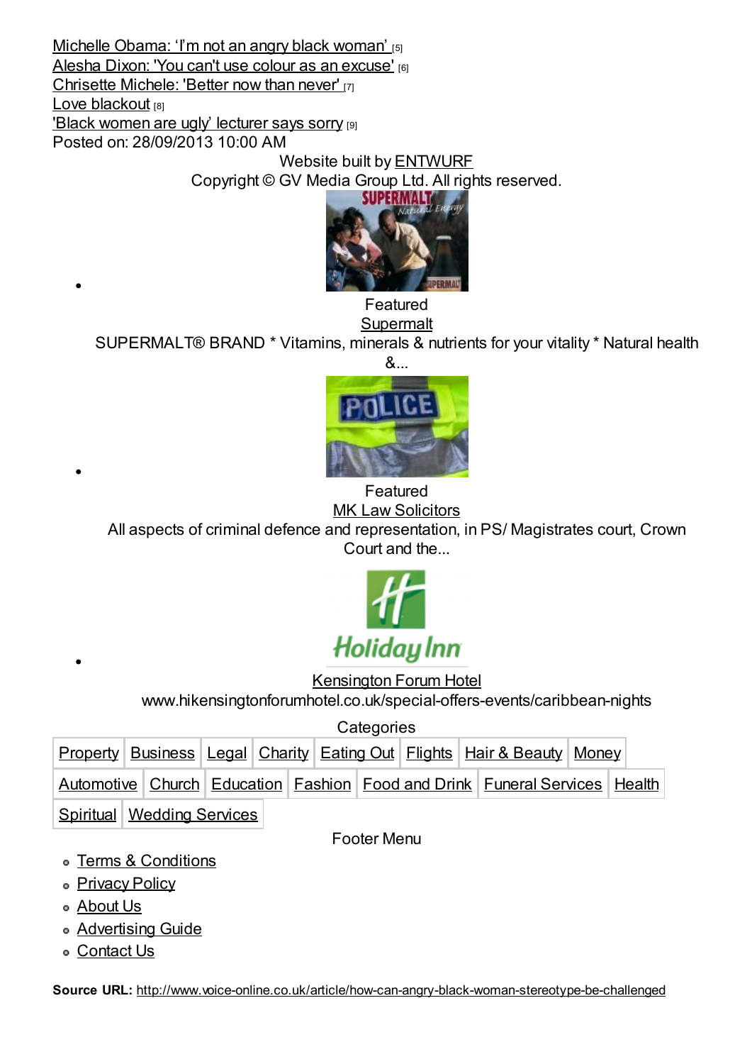Michelle Obama: 'I'm not an angry black woman' [5]
Alesha Dixon: 'You can't use colour as an excuse' [6]
Chrisette Michele: 'Better now than never' [7]
Love blackout [8]
'Black women are ugly' lecturer says sorry [9]
Posted on: 28/09/2013 10:00 AM

Website built by ENTWURF
Copyright © GV Media Group Ltd. All rights reserved.

- Featured
  Supermalt
  SUPERMALT® BRAND * Vitamins, minerals & nutrients for your vitality * Natural health &...

- Featured
  MK Law Solicitors
  All aspects of criminal defence and representation, in PS/ Magistrates court, Crown Court and the...

- Kensington Forum Hotel
  www.hikensingtonforumhotel.co.uk/special-offers-events/caribbean-nights

Categories

| Property | Business | Legal | Charity | Eating Out | Flights | Hair & Beauty | Money |
|---|---|---|---|---|---|---|---|
| Automotive | Church | Education | Fashion | Food and Drink | Funeral Services | Health | |
| Spiritual | Wedding Services | | | | | | |

Footer Menu

- Terms & Conditions
- Privacy Policy
- About Us
- Advertising Guide
- Contact Us

**Source URL:** http://www.voice-online.co.uk/article/how-can-angry-black-woman-stereotype-be-challenged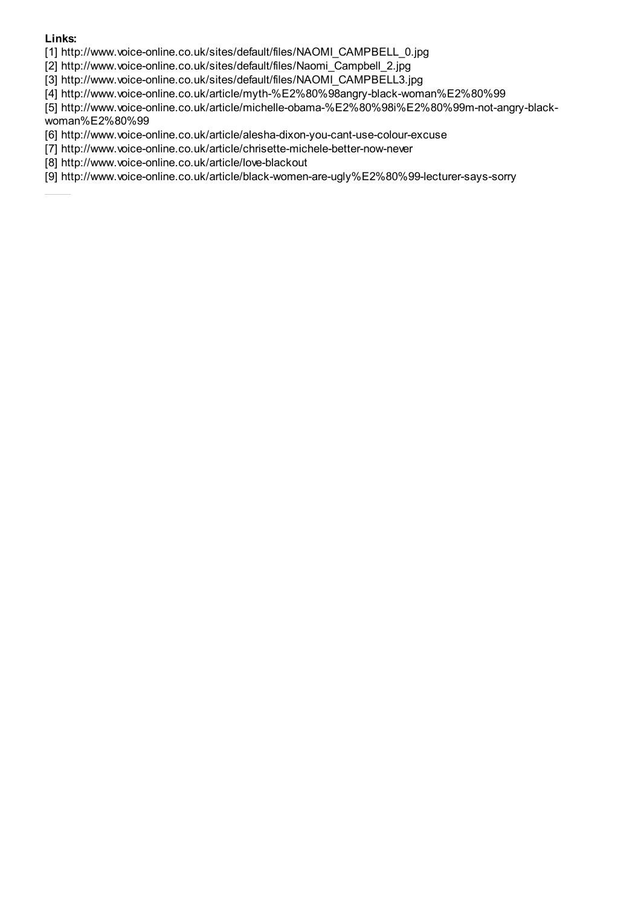**Links:**

[1] http://www.voice-online.co.uk/sites/default/files/NAOMI_CAMPBELL_0.jpg
[2] http://www.voice-online.co.uk/sites/default/files/Naomi_Campbell_2.jpg
[3] http://www.voice-online.co.uk/sites/default/files/NAOMI_CAMPBELL3.jpg
[4] http://www.voice-online.co.uk/article/myth-%E2%80%98angry-black-woman%E2%80%99
[5] http://www.voice-online.co.uk/article/michelle-obama-%E2%80%98i%E2%80%99m-not-angry-black-woman%E2%80%99
[6] http://www.voice-online.co.uk/article/alesha-dixon-you-cant-use-colour-excuse
[7] http://www.voice-online.co.uk/article/chrisette-michele-better-now-never
[8] http://www.voice-online.co.uk/article/love-blackout
[9] http://www.voice-online.co.uk/article/black-women-are-ugly%E2%80%99-lecturer-says-sorry